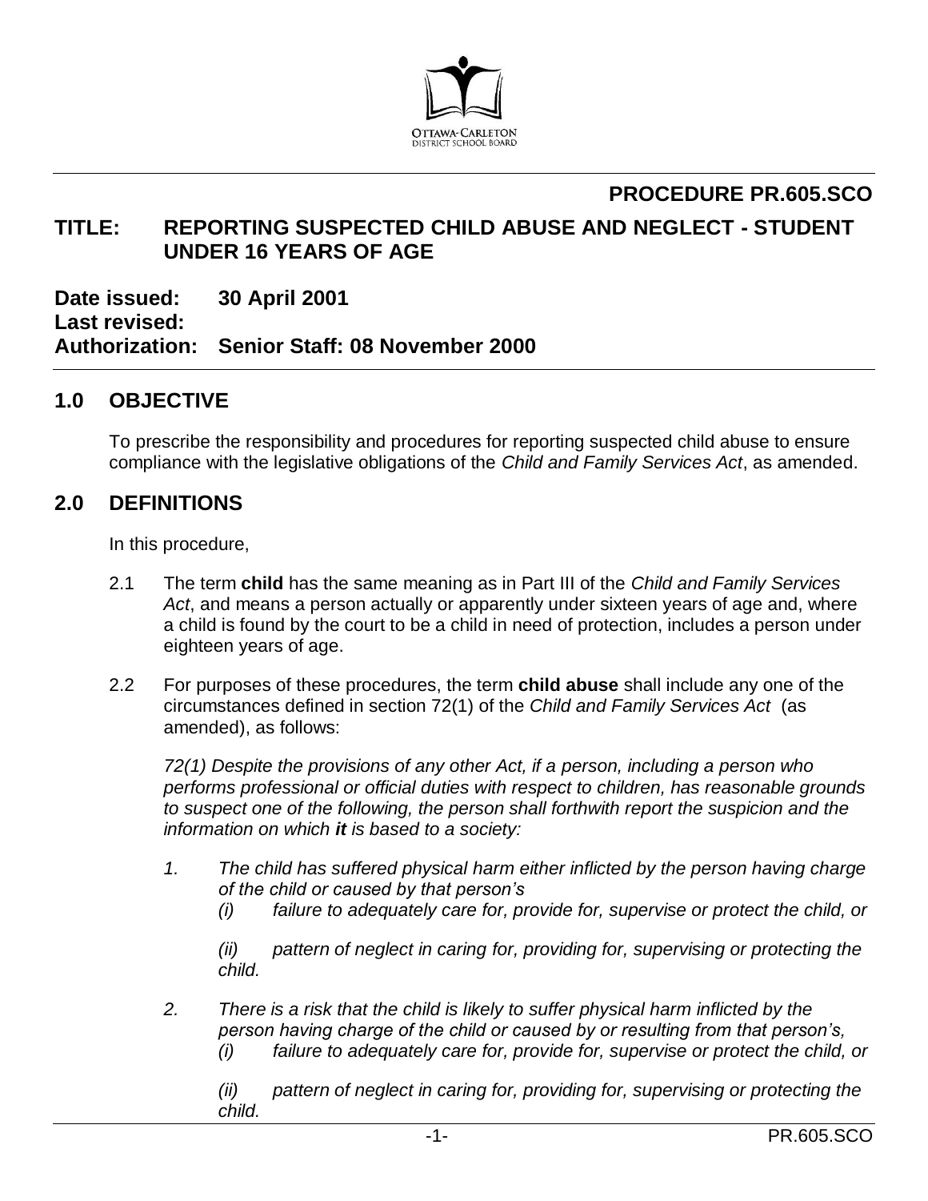OTTAWA-CARLETON DISTRICT SCHOOL BOARD

**PROCEDURE PR.605.SCO**

# TITLE: REPORTING SUSPECTED CHILD ABUSE AND NEGLECT - STUDENT UNDER 16 YEARS OF AGE

**Date issued:** 30 April 2001
**Last revised:**
**Authorization:** Senior Staff: 08 November 2000

## 1.0 OBJECTIVE

To prescribe the responsibility and procedures for reporting suspected child abuse to ensure compliance with the legislative obligations of the *Child and Family Services Act*, as amended.

## 2.0 DEFINITIONS

In this procedure,

2.1 The term **child** has the same meaning as in Part III of the *Child and Family Services Act*, and means a person actually or apparently under sixteen years of age and, where a child is found by the court to be a child in need of protection, includes a person under eighteen years of age.

2.2 For purposes of these procedures, the term **child abuse** shall include any one of the circumstances defined in section 72(1) of the *Child and Family Services Act* (as amended), as follows:

*72(1) Despite the provisions of any other Act, if a person, including a person who performs professional or official duties with respect to children, has reasonable grounds to suspect one of the following, the person shall forthwith report the suspicion and the information on which **it** is based to a society:*

1. *The child has suffered physical harm either inflicted by the person having charge of the child or caused by that person's*
   *(i) failure to adequately care for, provide for, supervise or protect the child, or*

   *(ii) pattern of neglect in caring for, providing for, supervising or protecting the child.*

2. *There is a risk that the child is likely to suffer physical harm inflicted by the person having charge of the child or caused by or resulting from that person's,*
   *(i) failure to adequately care for, provide for, supervise or protect the child, or*

   *(ii) pattern of neglect in caring for, providing for, supervising or protecting the child.*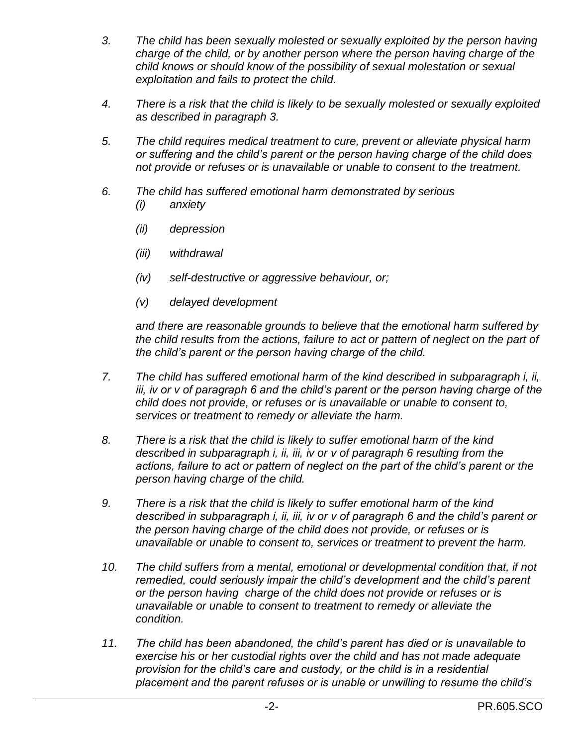*3. The child has been sexually molested or sexually exploited by the person having charge of the child, or by another person where the person having charge of the child knows or should know of the possibility of sexual molestation or sexual exploitation and fails to protect the child.*

*4. There is a risk that the child is likely to be sexually molested or sexually exploited as described in paragraph 3.*

*5. The child requires medical treatment to cure, prevent or alleviate physical harm or suffering and the child's parent or the person having charge of the child does not provide or refuses or is unavailable or unable to consent to the treatment.*

*6. The child has suffered emotional harm demonstrated by serious*

*(i) anxiety*

*(ii) depression*

*(iii) withdrawal*

*(iv) self-destructive or aggressive behaviour, or;*

*(v) delayed development*

*and there are reasonable grounds to believe that the emotional harm suffered by the child results from the actions, failure to act or pattern of neglect on the part of the child's parent or the person having charge of the child.*

*7. The child has suffered emotional harm of the kind described in subparagraph i, ii, iii, iv or v of paragraph 6 and the child's parent or the person having charge of the child does not provide, or refuses or is unavailable or unable to consent to, services or treatment to remedy or alleviate the harm.*

*8. There is a risk that the child is likely to suffer emotional harm of the kind described in subparagraph i, ii, iii, iv or v of paragraph 6 resulting from the actions, failure to act or pattern of neglect on the part of the child's parent or the person having charge of the child.*

*9. There is a risk that the child is likely to suffer emotional harm of the kind described in subparagraph i, ii, iii, iv or v of paragraph 6 and the child's parent or the person having charge of the child does not provide, or refuses or is unavailable or unable to consent to, services or treatment to prevent the harm.*

*10. The child suffers from a mental, emotional or developmental condition that, if not remedied, could seriously impair the child's development and the child's parent or the person having charge of the child does not provide or refuses or is unavailable or unable to consent to treatment to remedy or alleviate the condition.*

*11. The child has been abandoned, the child's parent has died or is unavailable to exercise his or her custodial rights over the child and has not made adequate provision for the child's care and custody, or the child is in a residential placement and the parent refuses or is unable or unwilling to resume the child's*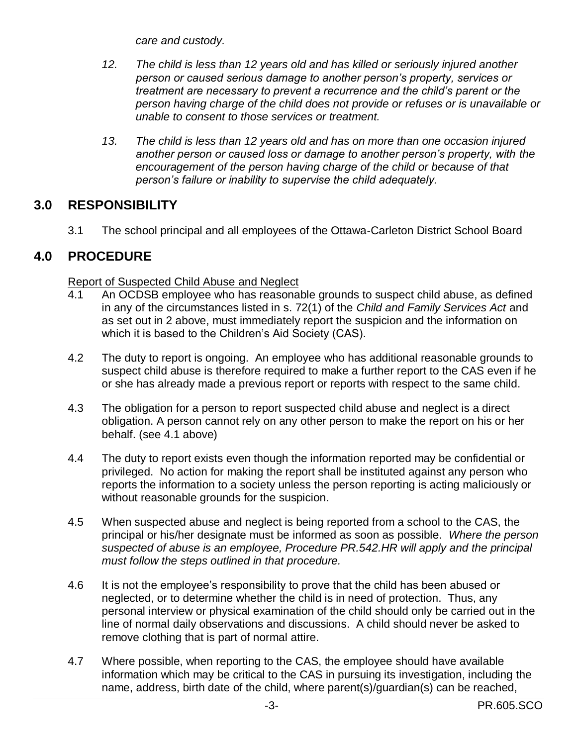*care and custody.*

*12. The child is less than 12 years old and has killed or seriously injured another person or caused serious damage to another person's property, services or treatment are necessary to prevent a recurrence and the child's parent or the person having charge of the child does not provide or refuses or is unavailable or unable to consent to those services or treatment.*

*13. The child is less than 12 years old and has on more than one occasion injured another person or caused loss or damage to another person's property, with the encouragement of the person having charge of the child or because of that person's failure or inability to supervise the child adequately.*

## 3.0 RESPONSIBILITY

3.1 The school principal and all employees of the Ottawa-Carleton District School Board

## 4.0 PROCEDURE

<u>Report of Suspected Child Abuse and Neglect</u>

4.1 An OCDSB employee who has reasonable grounds to suspect child abuse, as defined in any of the circumstances listed in s. 72(1) of the *Child and Family Services Act* and as set out in 2 above, must immediately report the suspicion and the information on which it is based to the Children's Aid Society (CAS).

4.2 The duty to report is ongoing. An employee who has additional reasonable grounds to suspect child abuse is therefore required to make a further report to the CAS even if he or she has already made a previous report or reports with respect to the same child.

4.3 The obligation for a person to report suspected child abuse and neglect is a direct obligation. A person cannot rely on any other person to make the report on his or her behalf. (see 4.1 above)

4.4 The duty to report exists even though the information reported may be confidential or privileged. No action for making the report shall be instituted against any person who reports the information to a society unless the person reporting is acting maliciously or without reasonable grounds for the suspicion.

4.5 When suspected abuse and neglect is being reported from a school to the CAS, the principal or his/her designate must be informed as soon as possible. *Where the person suspected of abuse is an employee, Procedure PR.542.HR will apply and the principal must follow the steps outlined in that procedure.*

4.6 It is not the employee's responsibility to prove that the child has been abused or neglected, or to determine whether the child is in need of protection. Thus, any personal interview or physical examination of the child should only be carried out in the line of normal daily observations and discussions. A child should never be asked to remove clothing that is part of normal attire.

4.7 Where possible, when reporting to the CAS, the employee should have available information which may be critical to the CAS in pursuing its investigation, including the name, address, birth date of the child, where parent(s)/guardian(s) can be reached,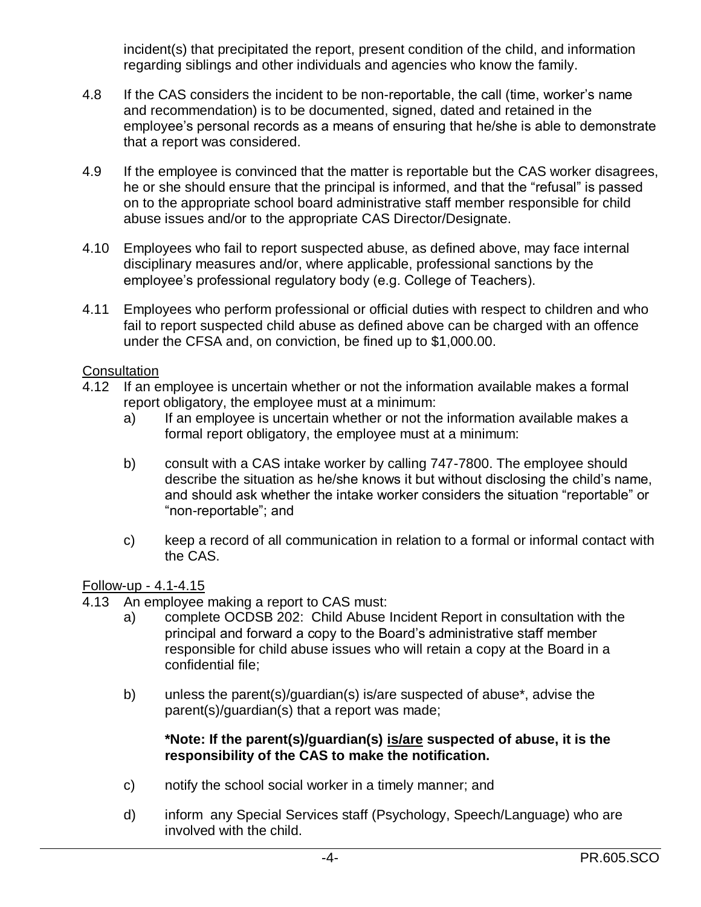incident(s) that precipitated the report, present condition of the child, and information regarding siblings and other individuals and agencies who know the family.

4.8 If the CAS considers the incident to be non-reportable, the call (time, worker's name and recommendation) is to be documented, signed, dated and retained in the employee's personal records as a means of ensuring that he/she is able to demonstrate that a report was considered.

4.9 If the employee is convinced that the matter is reportable but the CAS worker disagrees, he or she should ensure that the principal is informed, and that the "refusal" is passed on to the appropriate school board administrative staff member responsible for child abuse issues and/or to the appropriate CAS Director/Designate.

4.10 Employees who fail to report suspected abuse, as defined above, may face internal disciplinary measures and/or, where applicable, professional sanctions by the employee's professional regulatory body (e.g. College of Teachers).

4.11 Employees who perform professional or official duties with respect to children and who fail to report suspected child abuse as defined above can be charged with an offence under the CFSA and, on conviction, be fined up to $1,000.00.

<u>Consultation</u>

4.12 If an employee is uncertain whether or not the information available makes a formal report obligatory, the employee must at a minimum:

a) If an employee is uncertain whether or not the information available makes a formal report obligatory, the employee must at a minimum:

b) consult with a CAS intake worker by calling 747-7800. The employee should describe the situation as he/she knows it but without disclosing the child's name, and should ask whether the intake worker considers the situation "reportable" or "non-reportable"; and

c) keep a record of all communication in relation to a formal or informal contact with the CAS.

<u>Follow-up - 4.1-4.15</u>

4.13 An employee making a report to CAS must:

a) complete OCDSB 202: Child Abuse Incident Report in consultation with the principal and forward a copy to the Board's administrative staff member responsible for child abuse issues who will retain a copy at the Board in a confidential file;

b) unless the parent(s)/guardian(s) is/are suspected of abuse*, advise the parent(s)/guardian(s) that a report was made;

**\*Note: If the parent(s)/guardian(s) <u>is/are</u> suspected of abuse, it is the responsibility of the CAS to make the notification.**

c) notify the school social worker in a timely manner; and

d) inform any Special Services staff (Psychology, Speech/Language) who are involved with the child.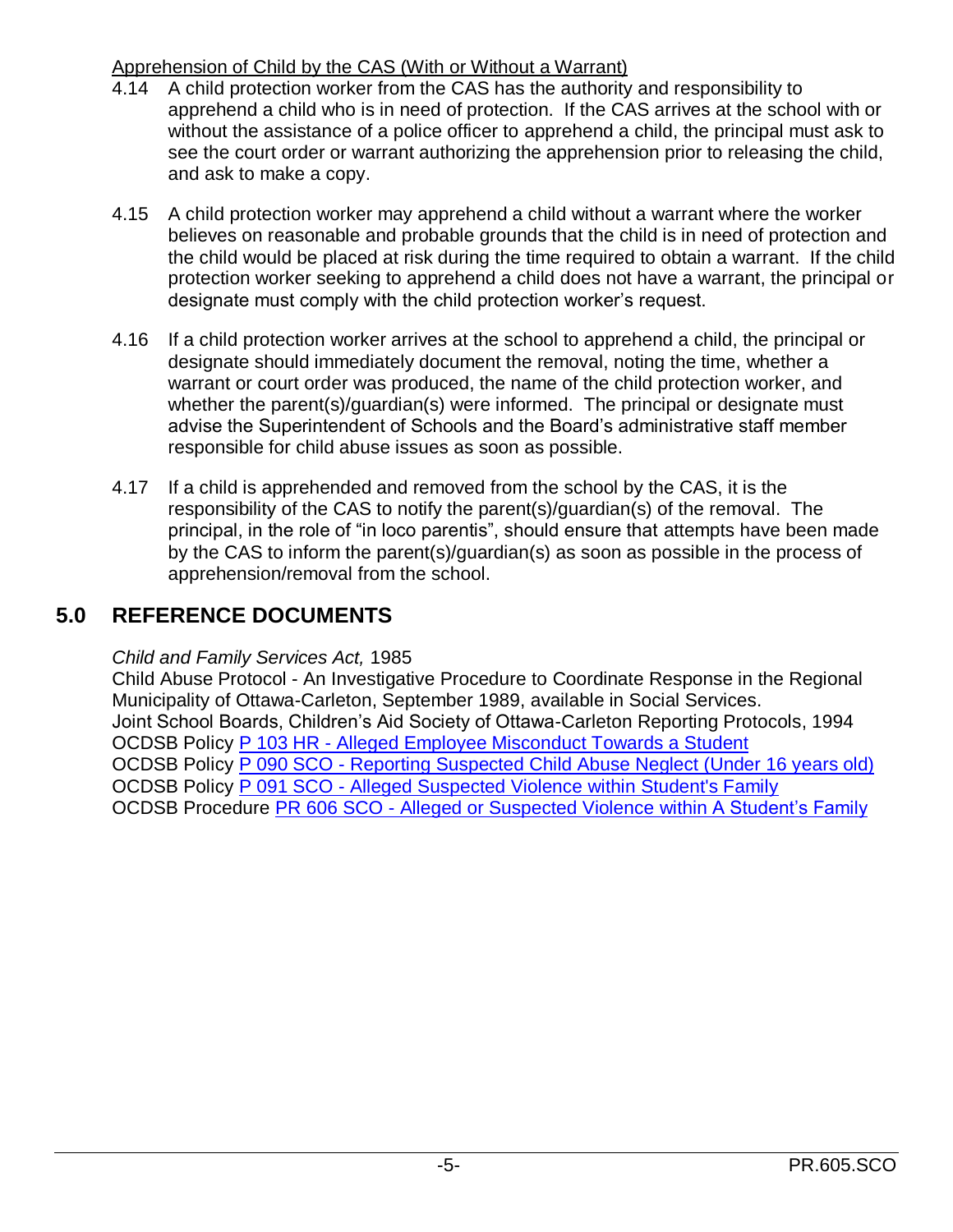<u>Apprehension of Child by the CAS (With or Without a Warrant)</u>

4.14 A child protection worker from the CAS has the authority and responsibility to apprehend a child who is in need of protection. If the CAS arrives at the school with or without the assistance of a police officer to apprehend a child, the principal must ask to see the court order or warrant authorizing the apprehension prior to releasing the child, and ask to make a copy.

4.15 A child protection worker may apprehend a child without a warrant where the worker believes on reasonable and probable grounds that the child is in need of protection and the child would be placed at risk during the time required to obtain a warrant. If the child protection worker seeking to apprehend a child does not have a warrant, the principal or designate must comply with the child protection worker's request.

4.16 If a child protection worker arrives at the school to apprehend a child, the principal or designate should immediately document the removal, noting the time, whether a warrant or court order was produced, the name of the child protection worker, and whether the parent(s)/guardian(s) were informed. The principal or designate must advise the Superintendent of Schools and the Board's administrative staff member responsible for child abuse issues as soon as possible.

4.17 If a child is apprehended and removed from the school by the CAS, it is the responsibility of the CAS to notify the parent(s)/guardian(s) of the removal. The principal, in the role of "in loco parentis", should ensure that attempts have been made by the CAS to inform the parent(s)/guardian(s) as soon as possible in the process of apprehension/removal from the school.

## 5.0 REFERENCE DOCUMENTS

*Child and Family Services Act,* 1985
Child Abuse Protocol - An Investigative Procedure to Coordinate Response in the Regional Municipality of Ottawa-Carleton, September 1989, available in Social Services.
Joint School Boards, Children's Aid Society of Ottawa-Carleton Reporting Protocols, 1994
OCDSB Policy P 103 HR - Alleged Employee Misconduct Towards a Student
OCDSB Policy P 090 SCO - Reporting Suspected Child Abuse Neglect (Under 16 years old)
OCDSB Policy P 091 SCO - Alleged Suspected Violence within Student's Family
OCDSB Procedure PR 606 SCO - Alleged or Suspected Violence within A Student's Family